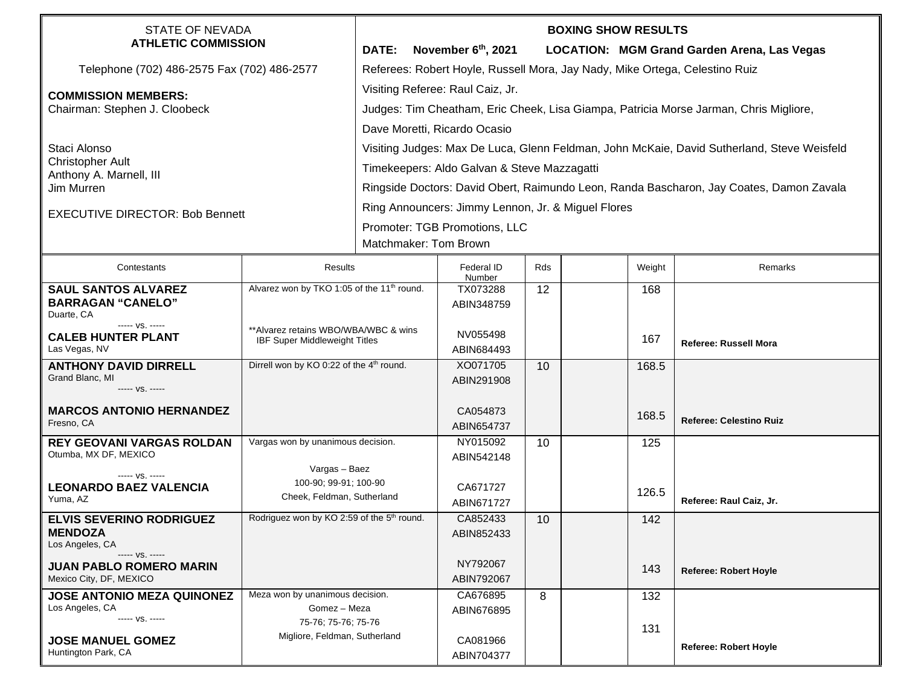| STATE OF NEVADA<br>**ATHLETIC COMMISSION**<br><br>Telephone (702) 486-2575 Fax (702) 486-2577<br><br>**COMMISSION MEMBERS:**<br>Chairman: Stephen J. Cloobeck<br><br>Staci Alonso<br>Christopher Ault<br>Anthony A. Marnell, III<br>Jim Murren<br><br>EXECUTIVE DIRECTOR: Bob Bennett | **BOXING SHOW RESULTS**<br>**DATE: November 6th, 2021 LOCATION: MGM Grand Garden Arena, Las Vegas**<br>Referees: Robert Hoyle, Russell Mora, Jay Nady, Mike Ortega, Celestino Ruiz<br>Visiting Referee: Raul Caiz, Jr.<br>Judges: Tim Cheatham, Eric Cheek, Lisa Giampa, Patricia Morse Jarman, Chris Migliore, Dave Moretti, Ricardo Ocasio<br>Visiting Judges: Max De Luca, Glenn Feldman, John McKaie, David Sutherland, Steve Weisfeld<br>Timekeepers: Aldo Galvan & Steve Mazzagatti<br>Ringside Doctors: David Obert, Raimundo Leon, Randa Bascharon, Jay Coates, Damon Zavala<br>Ring Announcers: Jimmy Lennon, Jr. & Miguel Flores<br>Promoter: TGB Promotions, LLC<br>Matchmaker: Tom Brown |
|---|---|

| Contestants | Results | Federal ID Number | Rds | | Weight | Remarks |
|---|---|---|---|---|---|---|
| **SAUL SANTOS ALVAREZ BARRAGAN "CANELO"**<br>Duarte, CA<br>----- vs. -----<br>**CALEB HUNTER PLANT**<br>Las Vegas, NV | Alvarez won by TKO 1:05 of the 11th round.<br><br>**Alvarez retains WBO/WBA/WBC & wins IBF Super Middleweight Titles | TX073288<br>ABIN348759<br><br>NV055498<br>ABIN684493 | 12 | | 168<br><br>167 | **Referee: Russell Mora** |
| **ANTHONY DAVID DIRRELL**<br>Grand Blanc, MI<br>----- vs. -----<br>**MARCOS ANTONIO HERNANDEZ**<br>Fresno, CA | Dirrell won by KO 0:22 of the 4th round. | XO071705<br>ABIN291908<br><br>CA054873<br>ABIN654737 | 10 | | 168.5<br><br>168.5 | **Referee: Celestino Ruiz** |
| **REY GEOVANI VARGAS ROLDAN**<br>Otumba, MX DF, MEXICO<br>----- vs. -----<br>**LEONARDO BAEZ VALENCIA**<br>Yuma, AZ | Vargas won by unanimous decision.<br><br>Vargas – Baez<br>100-90; 99-91; 100-90<br>Cheek, Feldman, Sutherland | NY015092<br>ABIN542148<br><br>CA671727<br>ABIN671727 | 10 | | 125<br><br>126.5 | **Referee: Raul Caiz, Jr.** |
| **ELVIS SEVERINO RODRIGUEZ MENDOZA**<br>Los Angeles, CA<br>----- vs. -----<br>**JUAN PABLO ROMERO MARIN**<br>Mexico City, DF, MEXICO | Rodriguez won by KO 2:59 of the 5th round. | CA852433<br>ABIN852433<br><br>NY792067<br>ABIN792067 | 10 | | 142<br><br>143 | **Referee: Robert Hoyle** |
| **JOSE ANTONIO MEZA QUINONEZ**<br>Los Angeles, CA<br>----- vs. -----<br>**JOSE MANUEL GOMEZ**<br>Huntington Park, CA | Meza won by unanimous decision.<br>Gomez – Meza<br>75-76; 75-76; 75-76<br>Migliore, Feldman, Sutherland | CA676895<br>ABIN676895<br><br>CA081966<br>ABIN704377 | 8 | | 132<br><br>131 | **Referee: Robert Hoyle** |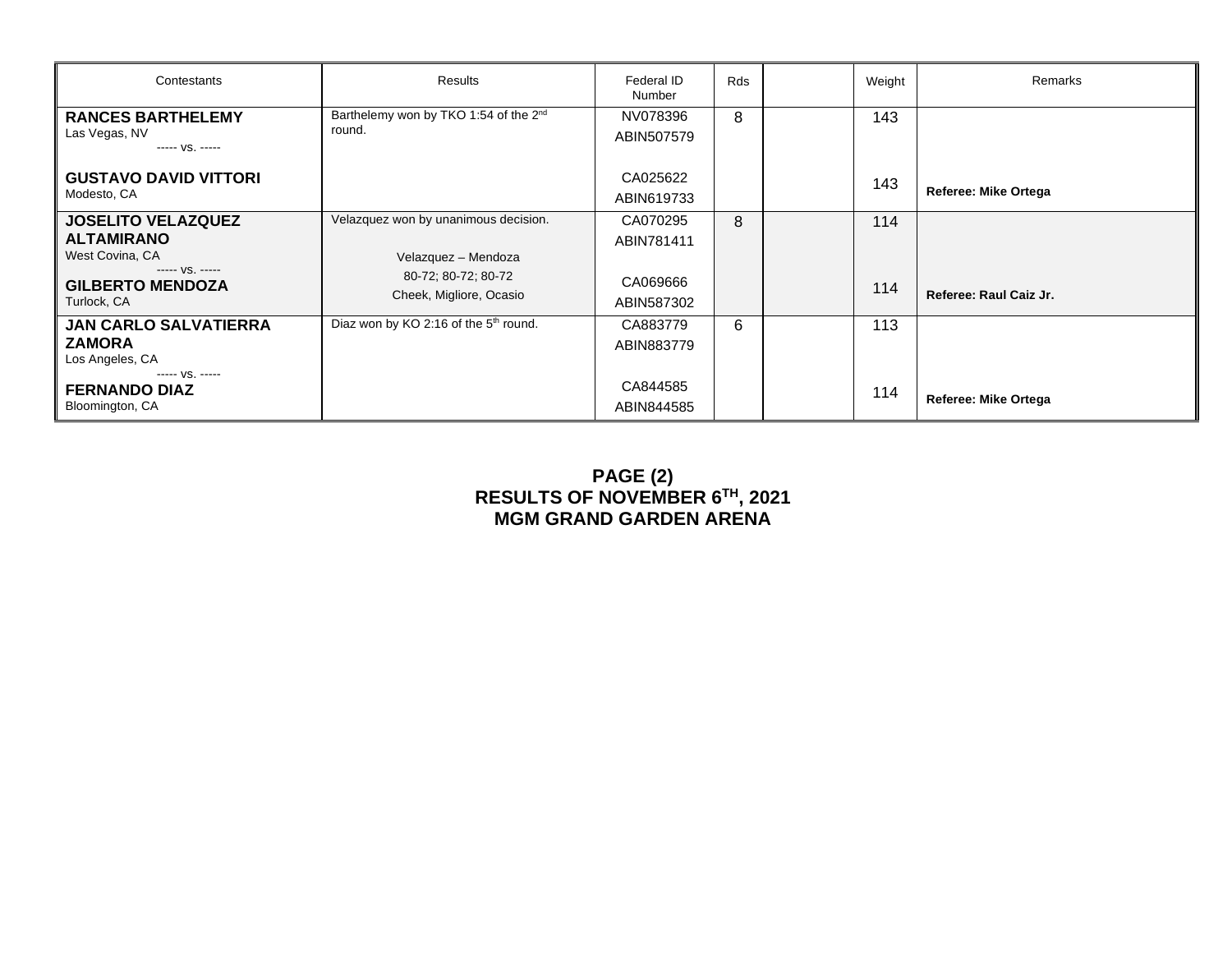| Contestants | Results | Federal ID Number | Rds | | Weight | Remarks |
|---|---|---|---|---|---|---|
| **RANCES BARTHELEMY**<br>Las Vegas, NV<br>----- vs. -----<br>**GUSTAVO DAVID VITTORI**<br>Modesto, CA | Barthelemy won by TKO 1:54 of the 2nd round. | NV078396<br>ABIN507579<br>CA025622<br>ABIN619733 | 8 | | 143<br>143 | **Referee: Mike Ortega** |
| **JOSELITO VELAZQUEZ ALTAMIRANO**<br>West Covina, CA<br>----- vs. -----<br>**GILBERTO MENDOZA**<br>Turlock, CA | Velazquez won by unanimous decision.<br>Velazquez – Mendoza<br>80-72; 80-72; 80-72<br>Cheek, Migliore, Ocasio | CA070295<br>ABIN781411<br>CA069666<br>ABIN587302 | 8 | | 114<br>114 | **Referee: Raul Caiz Jr.** |
| **JAN CARLO SALVATIERRA ZAMORA**<br>Los Angeles, CA<br>----- vs. -----<br>**FERNANDO DIAZ**<br>Bloomington, CA | Diaz won by KO 2:16 of the 5th round. | CA883779<br>ABIN883779<br>CA844585<br>ABIN844585 | 6 | | 113<br>114 | **Referee: Mike Ortega** |

**PAGE (2)**
**RESULTS OF NOVEMBER 6TH, 2021**
**MGM GRAND GARDEN ARENA**